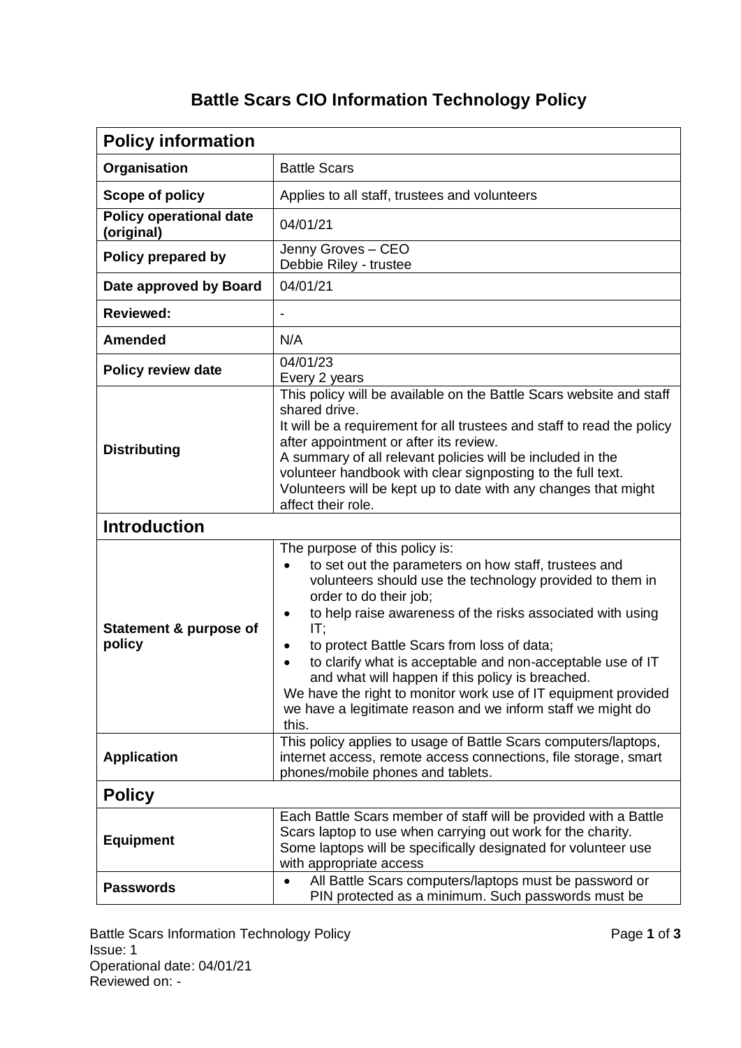# Battle Scars CIO Information Technology Policy

| | |
|---|---|
| **Policy information** | |
| **Organisation** | Battle Scars |
| **Scope of policy** | Applies to all staff, trustees and volunteers |
| **Policy operational date (original)** | 04/01/21 |
| **Policy prepared by** | Jenny Groves – CEO<br>Debbie Riley - trustee |
| **Date approved by Board** | 04/01/21 |
| **Reviewed:** | - |
| **Amended** | N/A |
| **Policy review date** | 04/01/23<br>Every 2 years |
| **Distributing** | This policy will be available on the Battle Scars website and staff shared drive.<br>It will be a requirement for all trustees and staff to read the policy after appointment or after its review.<br>A summary of all relevant policies will be included in the volunteer handbook with clear signposting to the full text.<br>Volunteers will be kept up to date with any changes that might affect their role. |
| **Introduction** | |
| **Statement & purpose of policy** | The purpose of this policy is:<br>• to set out the parameters on how staff, trustees and volunteers should use the technology provided to them in order to do their job;<br>• to help raise awareness of the risks associated with using IT;<br>• to protect Battle Scars from loss of data;<br>• to clarify what is acceptable and non-acceptable use of IT and what will happen if this policy is breached.<br>We have the right to monitor work use of IT equipment provided we have a legitimate reason and we inform staff we might do this. |
| **Application** | This policy applies to usage of Battle Scars computers/laptops, internet access, remote access connections, file storage, smart phones/mobile phones and tablets. |
| **Policy** | |
| **Equipment** | Each Battle Scars member of staff will be provided with a Battle Scars laptop to use when carrying out work for the charity. Some laptops will be specifically designated for volunteer use with appropriate access |
| **Passwords** | • All Battle Scars computers/laptops must be password or PIN protected as a minimum. Such passwords must be |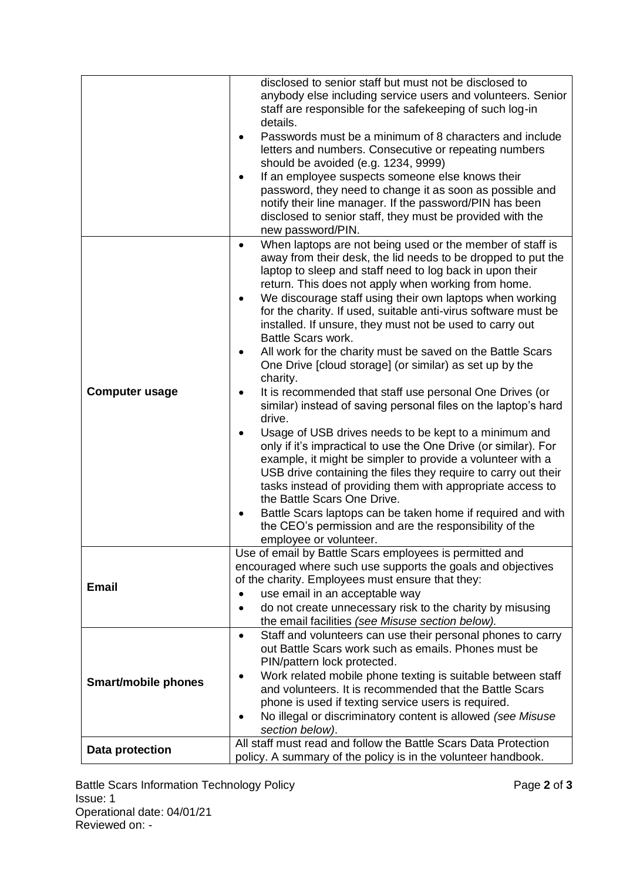| | |
|---|---|
| | disclosed to senior staff but must not be disclosed to anybody else including service users and volunteers. Senior staff are responsible for the safekeeping of such log-in details.<br>• Passwords must be a minimum of 8 characters and include letters and numbers. Consecutive or repeating numbers should be avoided (e.g. 1234, 9999)<br>• If an employee suspects someone else knows their password, they need to change it as soon as possible and notify their line manager. If the password/PIN has been disclosed to senior staff, they must be provided with the new password/PIN. |
| **Computer usage** | • When laptops are not being used or the member of staff is away from their desk, the lid needs to be dropped to put the laptop to sleep and staff need to log back in upon their return. This does not apply when working from home.<br>• We discourage staff using their own laptops when working for the charity. If used, suitable anti-virus software must be installed. If unsure, they must not be used to carry out Battle Scars work.<br>• All work for the charity must be saved on the Battle Scars One Drive [cloud storage] (or similar) as set up by the charity.<br>• It is recommended that staff use personal One Drives (or similar) instead of saving personal files on the laptop's hard drive.<br>• Usage of USB drives needs to be kept to a minimum and only if it's impractical to use the One Drive (or similar). For example, it might be simpler to provide a volunteer with a USB drive containing the files they require to carry out their tasks instead of providing them with appropriate access to the Battle Scars One Drive.<br>• Battle Scars laptops can be taken home if required and with the CEO's permission and are the responsibility of the employee or volunteer. |
| **Email** | Use of email by Battle Scars employees is permitted and encouraged where such use supports the goals and objectives of the charity. Employees must ensure that they:<br>• use email in an acceptable way<br>• do not create unnecessary risk to the charity by misusing the email facilities *(see Misuse section below).* |
| **Smart/mobile phones** | • Staff and volunteers can use their personal phones to carry out Battle Scars work such as emails. Phones must be PIN/pattern lock protected.<br>• Work related mobile phone texting is suitable between staff and volunteers. It is recommended that the Battle Scars phone is used if texting service users is required.<br>• No illegal or discriminatory content is allowed *(see Misuse section below)*. |
| **Data protection** | All staff must read and follow the Battle Scars Data Protection policy. A summary of the policy is in the volunteer handbook. |

Battle Scars Information Technology Policy
Issue: 1
Operational date: 04/01/21
Reviewed on: -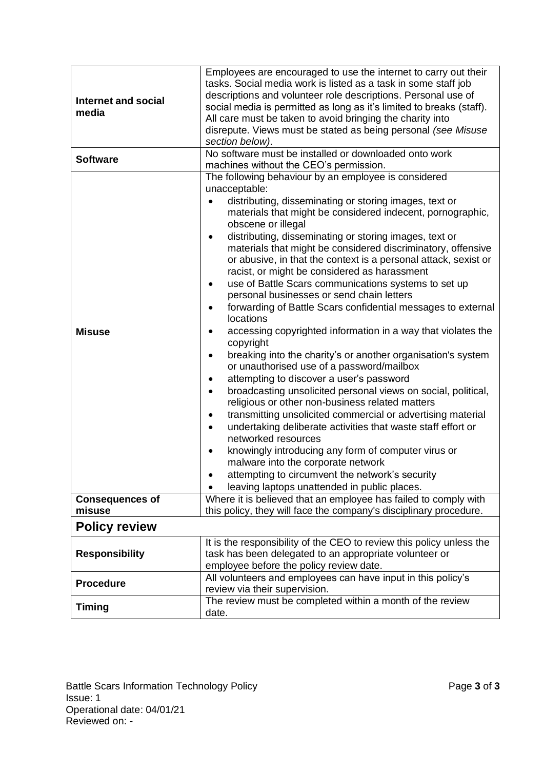| | |
|---|---|
| **Internet and social media** | Employees are encouraged to use the internet to carry out their tasks. Social media work is listed as a task in some staff job descriptions and volunteer role descriptions. Personal use of social media is permitted as long as it's limited to breaks (staff). All care must be taken to avoid bringing the charity into disrepute. Views must be stated as being personal *(see Misuse section below)*. |
| **Software** | No software must be installed or downloaded onto work machines without the CEO's permission. |
| **Misuse** | The following behaviour by an employee is considered unacceptable:<br>• distributing, disseminating or storing images, text or materials that might be considered indecent, pornographic, obscene or illegal<br>• distributing, disseminating or storing images, text or materials that might be considered discriminatory, offensive or abusive, in that the context is a personal attack, sexist or racist, or might be considered as harassment<br>• use of Battle Scars communications systems to set up personal businesses or send chain letters<br>• forwarding of Battle Scars confidential messages to external locations<br>• accessing copyrighted information in a way that violates the copyright<br>• breaking into the charity's or another organisation's system or unauthorised use of a password/mailbox<br>• attempting to discover a user's password<br>• broadcasting unsolicited personal views on social, political, religious or other non-business related matters<br>• transmitting unsolicited commercial or advertising material<br>• undertaking deliberate activities that waste staff effort or networked resources<br>• knowingly introducing any form of computer virus or malware into the corporate network<br>• attempting to circumvent the network's security<br>• leaving laptops unattended in public places. |
| **Consequences of misuse** | Where it is believed that an employee has failed to comply with this policy, they will face the company's disciplinary procedure. |
| **Policy review** | |
| **Responsibility** | It is the responsibility of the CEO to review this policy unless the task has been delegated to an appropriate volunteer or employee before the policy review date. |
| **Procedure** | All volunteers and employees can have input in this policy's review via their supervision. |
| **Timing** | The review must be completed within a month of the review date. |

Battle Scars Information Technology Policy
Issue: 1
Operational date: 04/01/21
Reviewed on: -